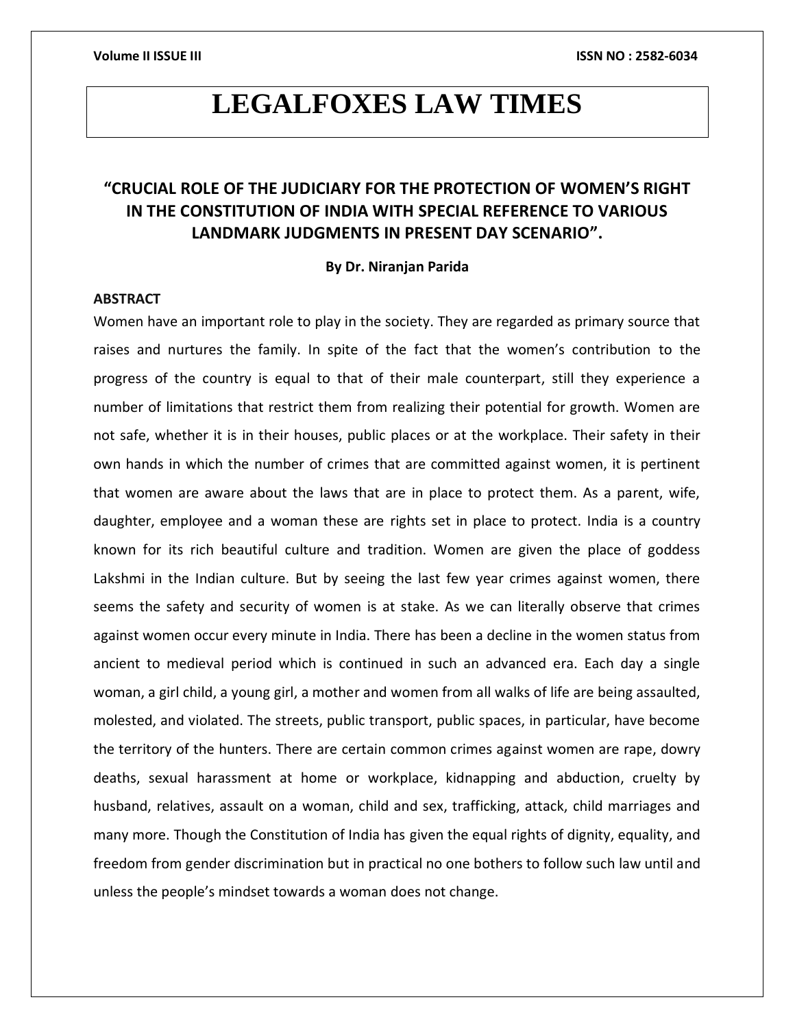# LEGALFOXES LAW TIMES

## "CRUCIAL ROLE OF THE JUDICIARY FOR THE PROTECTION OF WOMEN'S RIGHT IN THE CONSTITUTION OF INDIA WITH SPECIAL REFERENCE TO VARIOUS LANDMARK JUDGMENTS IN PRESENT DAY SCENARIO".

**By Dr. Niranjan Parida**

### ABSTRACT

Women have an important role to play in the society. They are regarded as primary source that raises and nurtures the family. In spite of the fact that the women's contribution to the progress of the country is equal to that of their male counterpart, still they experience a number of limitations that restrict them from realizing their potential for growth. Women are not safe, whether it is in their houses, public places or at the workplace. Their safety in their own hands in which the number of crimes that are committed against women, it is pertinent that women are aware about the laws that are in place to protect them. As a parent, wife, daughter, employee and a woman these are rights set in place to protect. India is a country known for its rich beautiful culture and tradition. Women are given the place of goddess Lakshmi in the Indian culture. But by seeing the last few year crimes against women, there seems the safety and security of women is at stake. As we can literally observe that crimes against women occur every minute in India. There has been a decline in the women status from ancient to medieval period which is continued in such an advanced era. Each day a single woman, a girl child, a young girl, a mother and women from all walks of life are being assaulted, molested, and violated. The streets, public transport, public spaces, in particular, have become the territory of the hunters. There are certain common crimes against women are rape, dowry deaths, sexual harassment at home or workplace, kidnapping and abduction, cruelty by husband, relatives, assault on a woman, child and sex, trafficking, attack, child marriages and many more. Though the Constitution of India has given the equal rights of dignity, equality, and freedom from gender discrimination but in practical no one bothers to follow such law until and unless the people's mindset towards a woman does not change.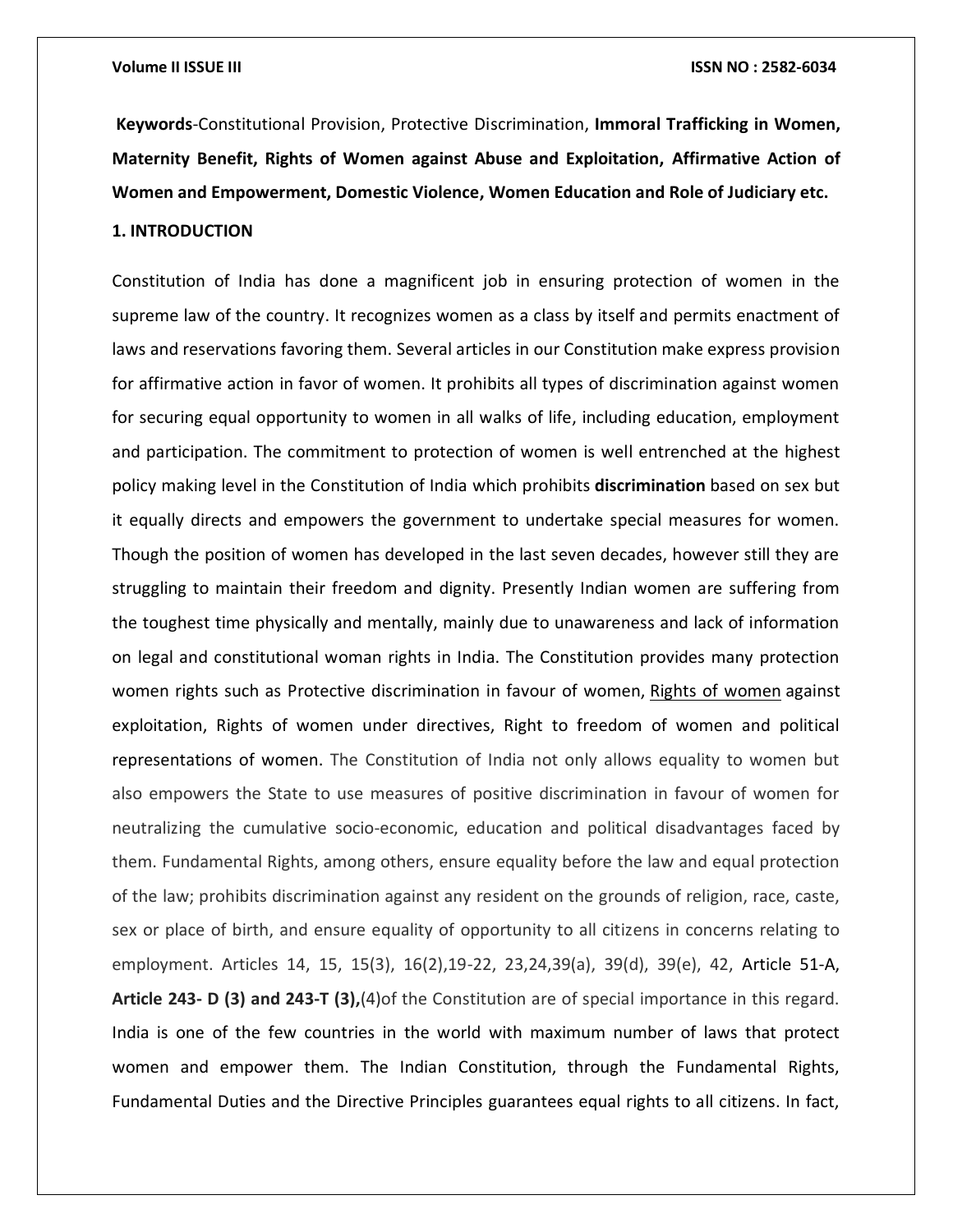**Keywords**-Constitutional Provision, Protective Discrimination, **Immoral Trafficking in Women, Maternity Benefit, Rights of Women against Abuse and Exploitation, Affirmative Action of Women and Empowerment, Domestic Violence, Women Education and Role of Judiciary etc.**

## 1. INTRODUCTION

Constitution of India has done a magnificent job in ensuring protection of women in the supreme law of the country. It recognizes women as a class by itself and permits enactment of laws and reservations favoring them. Several articles in our Constitution make express provision for affirmative action in favor of women. It prohibits all types of discrimination against women for securing equal opportunity to women in all walks of life, including education, employment and participation. The commitment to protection of women is well entrenched at the highest policy making level in the Constitution of India which prohibits **discrimination** based on sex but it equally directs and empowers the government to undertake special measures for women. Though the position of women has developed in the last seven decades, however still they are struggling to maintain their freedom and dignity. Presently Indian women are suffering from the toughest time physically and mentally, mainly due to unawareness and lack of information on legal and constitutional woman rights in India. The Constitution provides many protection women rights such as Protective discrimination in favour of women, Rights of women against exploitation, Rights of women under directives, Right to freedom of women and political representations of women. The Constitution of India not only allows equality to women but also empowers the State to use measures of positive discrimination in favour of women for neutralizing the cumulative socio-economic, education and political disadvantages faced by them. Fundamental Rights, among others, ensure equality before the law and equal protection of the law; prohibits discrimination against any resident on the grounds of religion, race, caste, sex or place of birth, and ensure equality of opportunity to all citizens in concerns relating to employment. Articles 14, 15, 15(3), 16(2),19-22, 23,24,39(a), 39(d), 39(e), 42, Article 51-A, **Article 243- D (3) and 243-T (3),**(4)of the Constitution are of special importance in this regard. India is one of the few countries in the world with maximum number of laws that protect women and empower them. The Indian Constitution, through the Fundamental Rights, Fundamental Duties and the Directive Principles guarantees equal rights to all citizens. In fact,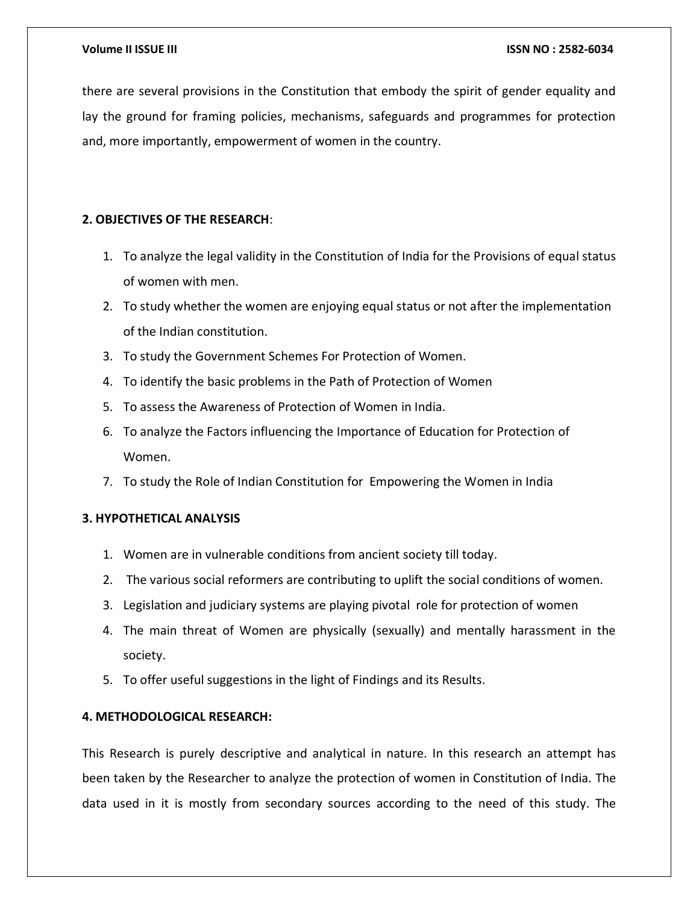there are several provisions in the Constitution that embody the spirit of gender equality and lay the ground for framing policies, mechanisms, safeguards and programmes for protection and, more importantly, empowerment of women in the country.

## 2. OBJECTIVES OF THE RESEARCH:

1. To analyze the legal validity in the Constitution of India for the Provisions of equal status of women with men.
2. To study whether the women are enjoying equal status or not after the implementation of the Indian constitution.
3. To study the Government Schemes For Protection of Women.
4. To identify the basic problems in the Path of Protection of Women
5. To assess the Awareness of Protection of Women in India.
6. To analyze the Factors influencing the Importance of Education for Protection of Women.
7. To study the Role of Indian Constitution for Empowering the Women in India

## 3. HYPOTHETICAL ANALYSIS

1. Women are in vulnerable conditions from ancient society till today.
2. The various social reformers are contributing to uplift the social conditions of women.
3. Legislation and judiciary systems are playing pivotal role for protection of women
4. The main threat of Women are physically (sexually) and mentally harassment in the society.
5. To offer useful suggestions in the light of Findings and its Results.

## 4. METHODOLOGICAL RESEARCH:

This Research is purely descriptive and analytical in nature. In this research an attempt has been taken by the Researcher to analyze the protection of women in Constitution of India. The data used in it is mostly from secondary sources according to the need of this study. The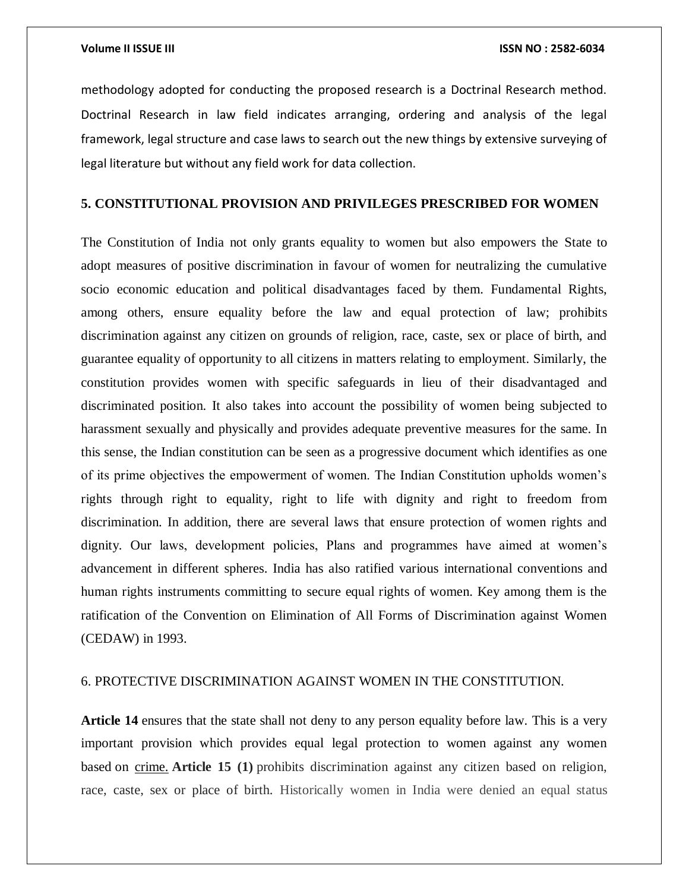methodology adopted for conducting the proposed research is a Doctrinal Research method. Doctrinal Research in law field indicates arranging, ordering and analysis of the legal framework, legal structure and case laws to search out the new things by extensive surveying of legal literature but without any field work for data collection.

## 5. CONSTITUTIONAL PROVISION AND PRIVILEGES PRESCRIBED FOR WOMEN

The Constitution of India not only grants equality to women but also empowers the State to adopt measures of positive discrimination in favour of women for neutralizing the cumulative socio economic education and political disadvantages faced by them. Fundamental Rights, among others, ensure equality before the law and equal protection of law; prohibits discrimination against any citizen on grounds of religion, race, caste, sex or place of birth, and guarantee equality of opportunity to all citizens in matters relating to employment. Similarly, the constitution provides women with specific safeguards in lieu of their disadvantaged and discriminated position. It also takes into account the possibility of women being subjected to harassment sexually and physically and provides adequate preventive measures for the same. In this sense, the Indian constitution can be seen as a progressive document which identifies as one of its prime objectives the empowerment of women. The Indian Constitution upholds women's rights through right to equality, right to life with dignity and right to freedom from discrimination. In addition, there are several laws that ensure protection of women rights and dignity. Our laws, development policies, Plans and programmes have aimed at women's advancement in different spheres. India has also ratified various international conventions and human rights instruments committing to secure equal rights of women. Key among them is the ratification of the Convention on Elimination of All Forms of Discrimination against Women (CEDAW) in 1993.

## 6. PROTECTIVE DISCRIMINATION AGAINST WOMEN IN THE CONSTITUTION.

**Article 14** ensures that the state shall not deny to any person equality before law. This is a very important provision which provides equal legal protection to women against any women based on crime. **Article 15 (1)** prohibits discrimination against any citizen based on religion, race, caste, sex or place of birth. Historically women in India were denied an equal status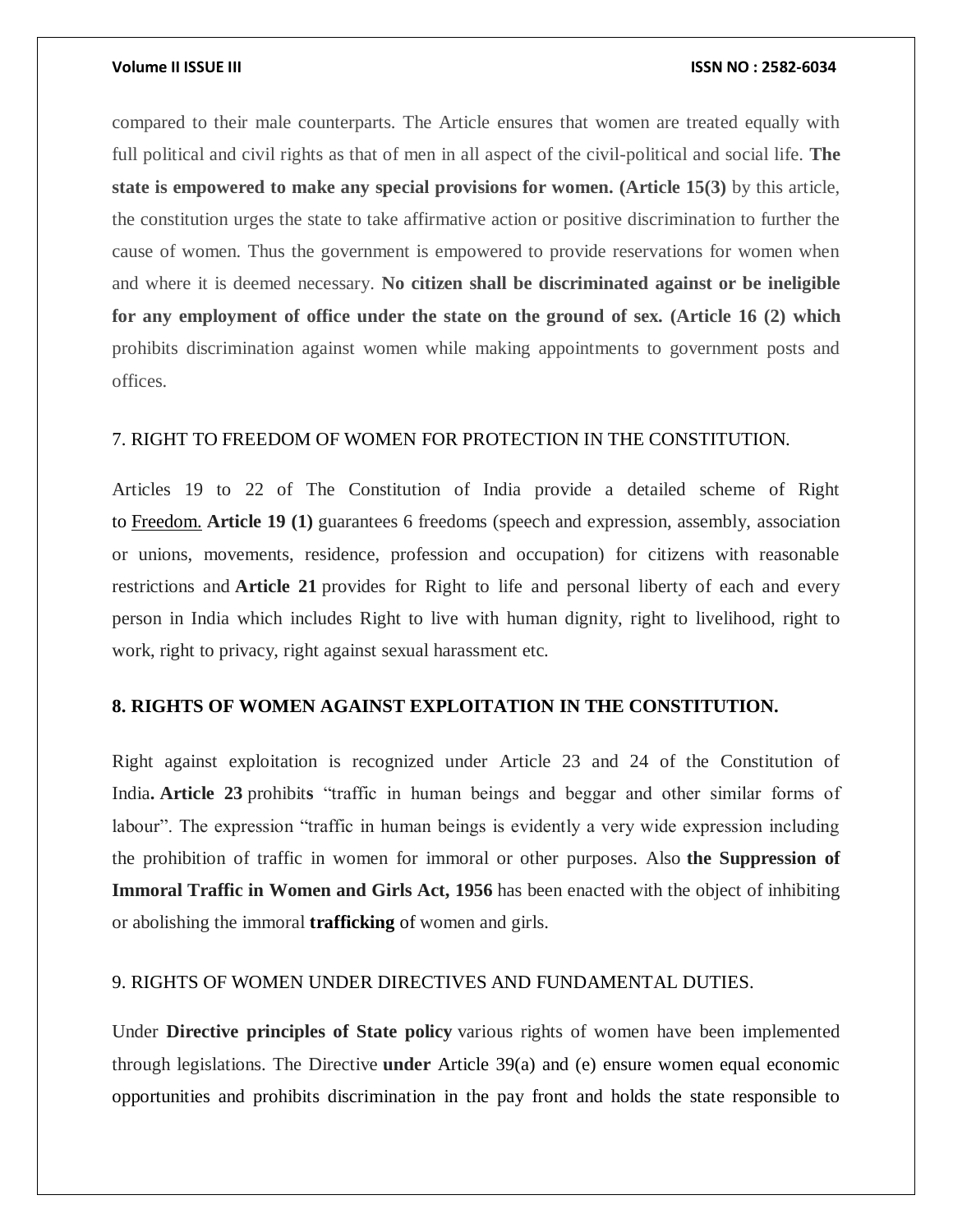compared to their male counterparts. The Article ensures that women are treated equally with full political and civil rights as that of men in all aspect of the civil-political and social life. **The state is empowered to make any special provisions for women. (Article 15(3)** by this article, the constitution urges the state to take affirmative action or positive discrimination to further the cause of women. Thus the government is empowered to provide reservations for women when and where it is deemed necessary. **No citizen shall be discriminated against or be ineligible for any employment of office under the state on the ground of sex. (Article 16 (2) which** prohibits discrimination against women while making appointments to government posts and offices.

7. RIGHT TO FREEDOM OF WOMEN FOR PROTECTION IN THE CONSTITUTION.

Articles 19 to 22 of The Constitution of India provide a detailed scheme of Right to Freedom. **Article 19 (1)** guarantees 6 freedoms (speech and expression, assembly, association or unions, movements, residence, profession and occupation) for citizens with reasonable restrictions and **Article 21** provides for Right to life and personal liberty of each and every person in India which includes Right to live with human dignity, right to livelihood, right to work, right to privacy, right against sexual harassment etc.

## 8. RIGHTS OF WOMEN AGAINST EXPLOITATION IN THE CONSTITUTION.

Right against exploitation is recognized under Article 23 and 24 of the Constitution of India**. Article 23** prohibits "traffic in human beings and beggar and other similar forms of labour". The expression "traffic in human beings is evidently a very wide expression including the prohibition of traffic in women for immoral or other purposes. Also **the Suppression of Immoral Traffic in Women and Girls Act, 1956** has been enacted with the object of inhibiting or abolishing the immoral **trafficking** of women and girls.

9. RIGHTS OF WOMEN UNDER DIRECTIVES AND FUNDAMENTAL DUTIES.

Under **Directive principles of State policy** various rights of women have been implemented through legislations. The Directive **under** Article 39(a) and (e) ensure women equal economic opportunities and prohibits discrimination in the pay front and holds the state responsible to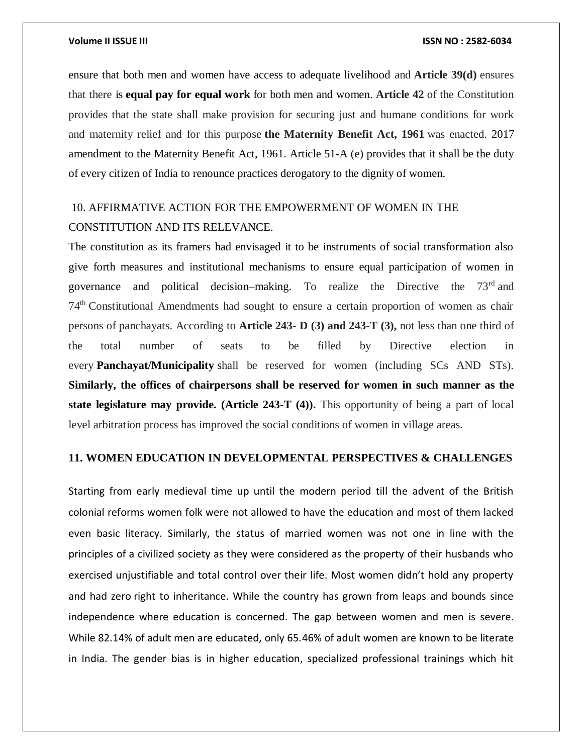ensure that both men and women have access to adequate livelihood and **Article 39(d)** ensures that there is **equal pay for equal work** for both men and women. **Article 42** of the Constitution provides that the state shall make provision for securing just and humane conditions for work and maternity relief and for this purpose **the Maternity Benefit Act, 1961** was enacted. 2017 amendment to the Maternity Benefit Act, 1961. Article 51-A (e) provides that it shall be the duty of every citizen of India to renounce practices derogatory to the dignity of women.

## 10. AFFIRMATIVE ACTION FOR THE EMPOWERMENT OF WOMEN IN THE CONSTITUTION AND ITS RELEVANCE.

The constitution as its framers had envisaged it to be instruments of social transformation also give forth measures and institutional mechanisms to ensure equal participation of women in governance and political decision–making. To realize the Directive the 73rd and 74th Constitutional Amendments had sought to ensure a certain proportion of women as chair persons of panchayats. According to **Article 243- D (3) and 243-T (3),** not less than one third of the total number of seats to be filled by Directive election in every **Panchayat/Municipality** shall be reserved for women (including SCs AND STs). **Similarly, the offices of chairpersons shall be reserved for women in such manner as the state legislature may provide. (Article 243-T (4)).** This opportunity of being a part of local level arbitration process has improved the social conditions of women in village areas.

## 11. WOMEN EDUCATION IN DEVELOPMENTAL PERSPECTIVES & CHALLENGES

Starting from early medieval time up until the modern period till the advent of the British colonial reforms women folk were not allowed to have the education and most of them lacked even basic literacy. Similarly, the status of married women was not one in line with the principles of a civilized society as they were considered as the property of their husbands who exercised unjustifiable and total control over their life. Most women didn't hold any property and had zero right to inheritance. While the country has grown from leaps and bounds since independence where education is concerned. The gap between women and men is severe. While 82.14% of adult men are educated, only 65.46% of adult women are known to be literate in India. The gender bias is in higher education, specialized professional trainings which hit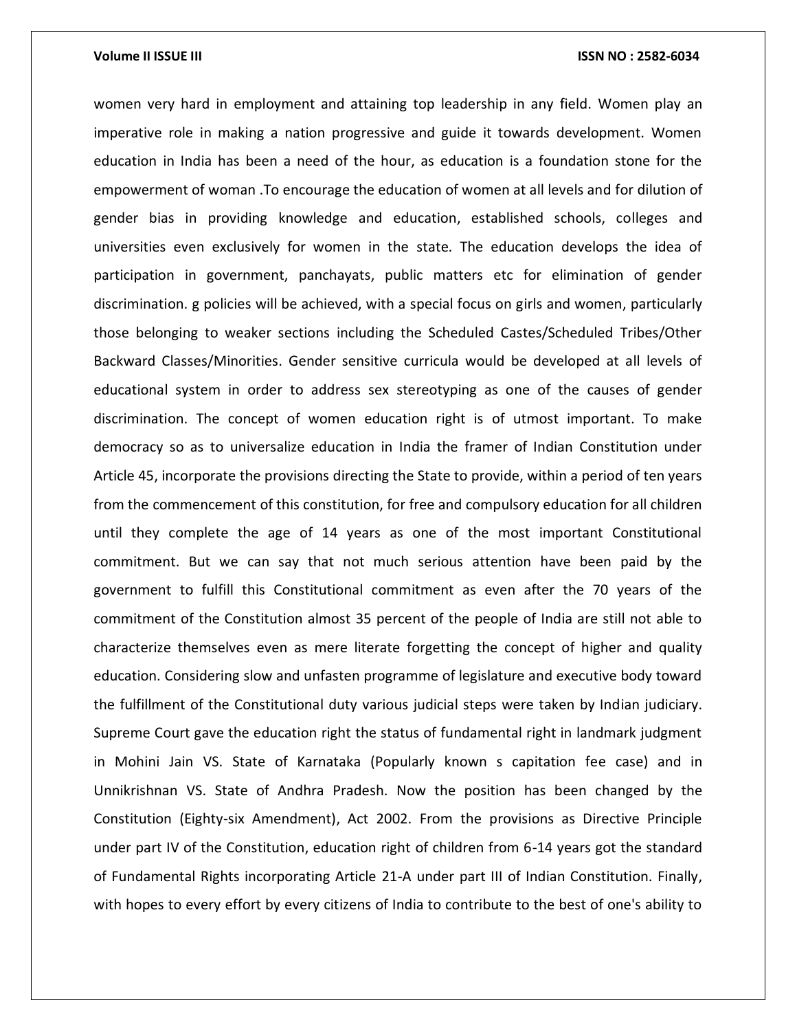women very hard in employment and attaining top leadership in any field. Women play an imperative role in making a nation progressive and guide it towards development. Women education in India has been a need of the hour, as education is a foundation stone for the empowerment of woman .To encourage the education of women at all levels and for dilution of gender bias in providing knowledge and education, established schools, colleges and universities even exclusively for women in the state. The education develops the idea of participation in government, panchayats, public matters etc for elimination of gender discrimination. g policies will be achieved, with a special focus on girls and women, particularly those belonging to weaker sections including the Scheduled Castes/Scheduled Tribes/Other Backward Classes/Minorities. Gender sensitive curricula would be developed at all levels of educational system in order to address sex stereotyping as one of the causes of gender discrimination. The concept of women education right is of utmost important. To make democracy so as to universalize education in India the framer of Indian Constitution under Article 45, incorporate the provisions directing the State to provide, within a period of ten years from the commencement of this constitution, for free and compulsory education for all children until they complete the age of 14 years as one of the most important Constitutional commitment. But we can say that not much serious attention have been paid by the government to fulfill this Constitutional commitment as even after the 70 years of the commitment of the Constitution almost 35 percent of the people of India are still not able to characterize themselves even as mere literate forgetting the concept of higher and quality education. Considering slow and unfasten programme of legislature and executive body toward the fulfillment of the Constitutional duty various judicial steps were taken by Indian judiciary. Supreme Court gave the education right the status of fundamental right in landmark judgment in Mohini Jain VS. State of Karnataka (Popularly known s capitation fee case) and in Unnikrishnan VS. State of Andhra Pradesh. Now the position has been changed by the Constitution (Eighty-six Amendment), Act 2002. From the provisions as Directive Principle under part IV of the Constitution, education right of children from 6-14 years got the standard of Fundamental Rights incorporating Article 21-A under part III of Indian Constitution. Finally, with hopes to every effort by every citizens of India to contribute to the best of one's ability to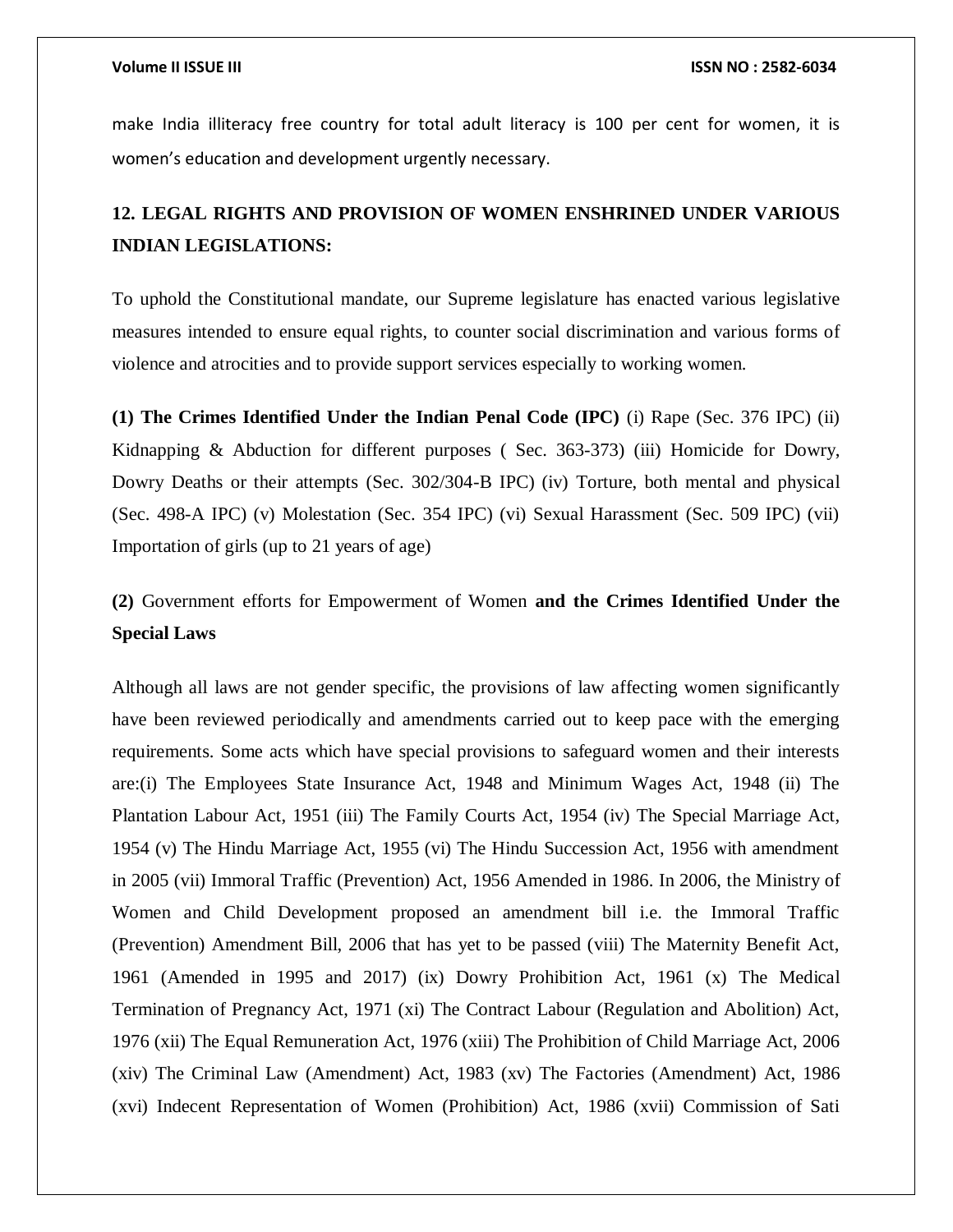make India illiteracy free country for total adult literacy is 100 per cent for women, it is women's education and development urgently necessary.

## 12. LEGAL RIGHTS AND PROVISION OF WOMEN ENSHRINED UNDER VARIOUS INDIAN LEGISLATIONS:

To uphold the Constitutional mandate, our Supreme legislature has enacted various legislative measures intended to ensure equal rights, to counter social discrimination and various forms of violence and atrocities and to provide support services especially to working women.

**(1) The Crimes Identified Under the Indian Penal Code (IPC)** (i) Rape (Sec. 376 IPC) (ii) Kidnapping & Abduction for different purposes ( Sec. 363-373) (iii) Homicide for Dowry, Dowry Deaths or their attempts (Sec. 302/304-B IPC) (iv) Torture, both mental and physical (Sec. 498-A IPC) (v) Molestation (Sec. 354 IPC) (vi) Sexual Harassment (Sec. 509 IPC) (vii) Importation of girls (up to 21 years of age)

**(2)** Government efforts for Empowerment of Women **and the Crimes Identified Under the Special Laws**

Although all laws are not gender specific, the provisions of law affecting women significantly have been reviewed periodically and amendments carried out to keep pace with the emerging requirements. Some acts which have special provisions to safeguard women and their interests are:(i) The Employees State Insurance Act, 1948 and Minimum Wages Act, 1948 (ii) The Plantation Labour Act, 1951 (iii) The Family Courts Act, 1954 (iv) The Special Marriage Act, 1954 (v) The Hindu Marriage Act, 1955 (vi) The Hindu Succession Act, 1956 with amendment in 2005 (vii) Immoral Traffic (Prevention) Act, 1956 Amended in 1986. In 2006, the Ministry of Women and Child Development proposed an amendment bill i.e. the Immoral Traffic (Prevention) Amendment Bill, 2006 that has yet to be passed (viii) The Maternity Benefit Act, 1961 (Amended in 1995 and 2017) (ix) Dowry Prohibition Act, 1961 (x) The Medical Termination of Pregnancy Act, 1971 (xi) The Contract Labour (Regulation and Abolition) Act, 1976 (xii) The Equal Remuneration Act, 1976 (xiii) The Prohibition of Child Marriage Act, 2006 (xiv) The Criminal Law (Amendment) Act, 1983 (xv) The Factories (Amendment) Act, 1986 (xvi) Indecent Representation of Women (Prohibition) Act, 1986 (xvii) Commission of Sati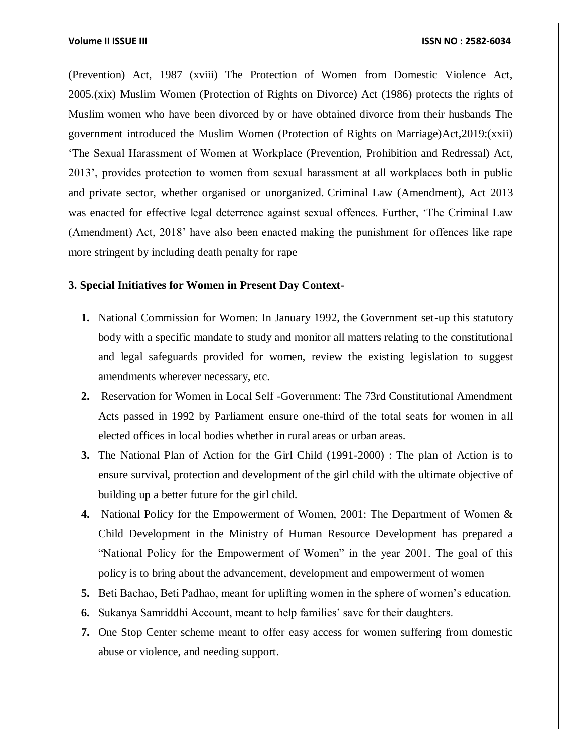(Prevention) Act, 1987 (xviii) The Protection of Women from Domestic Violence Act, 2005.(xix) Muslim Women (Protection of Rights on Divorce) Act (1986) protects the rights of Muslim women who have been divorced by or have obtained divorce from their husbands The government introduced the Muslim Women (Protection of Rights on Marriage)Act,2019:(xxii) 'The Sexual Harassment of Women at Workplace (Prevention, Prohibition and Redressal) Act, 2013', provides protection to women from sexual harassment at all workplaces both in public and private sector, whether organised or unorganized. Criminal Law (Amendment), Act 2013 was enacted for effective legal deterrence against sexual offences. Further, 'The Criminal Law (Amendment) Act, 2018' have also been enacted making the punishment for offences like rape more stringent by including death penalty for rape

**3. Special Initiatives for Women in Present Day Context-**

1. National Commission for Women: In January 1992, the Government set-up this statutory body with a specific mandate to study and monitor all matters relating to the constitutional and legal safeguards provided for women, review the existing legislation to suggest amendments wherever necessary, etc.
2. Reservation for Women in Local Self -Government: The 73rd Constitutional Amendment Acts passed in 1992 by Parliament ensure one-third of the total seats for women in all elected offices in local bodies whether in rural areas or urban areas.
3. The National Plan of Action for the Girl Child (1991-2000) : The plan of Action is to ensure survival, protection and development of the girl child with the ultimate objective of building up a better future for the girl child.
4. National Policy for the Empowerment of Women, 2001: The Department of Women & Child Development in the Ministry of Human Resource Development has prepared a "National Policy for the Empowerment of Women" in the year 2001. The goal of this policy is to bring about the advancement, development and empowerment of women
5. Beti Bachao, Beti Padhao, meant for uplifting women in the sphere of women's education.
6. Sukanya Samriddhi Account, meant to help families' save for their daughters.
7. One Stop Center scheme meant to offer easy access for women suffering from domestic abuse or violence, and needing support.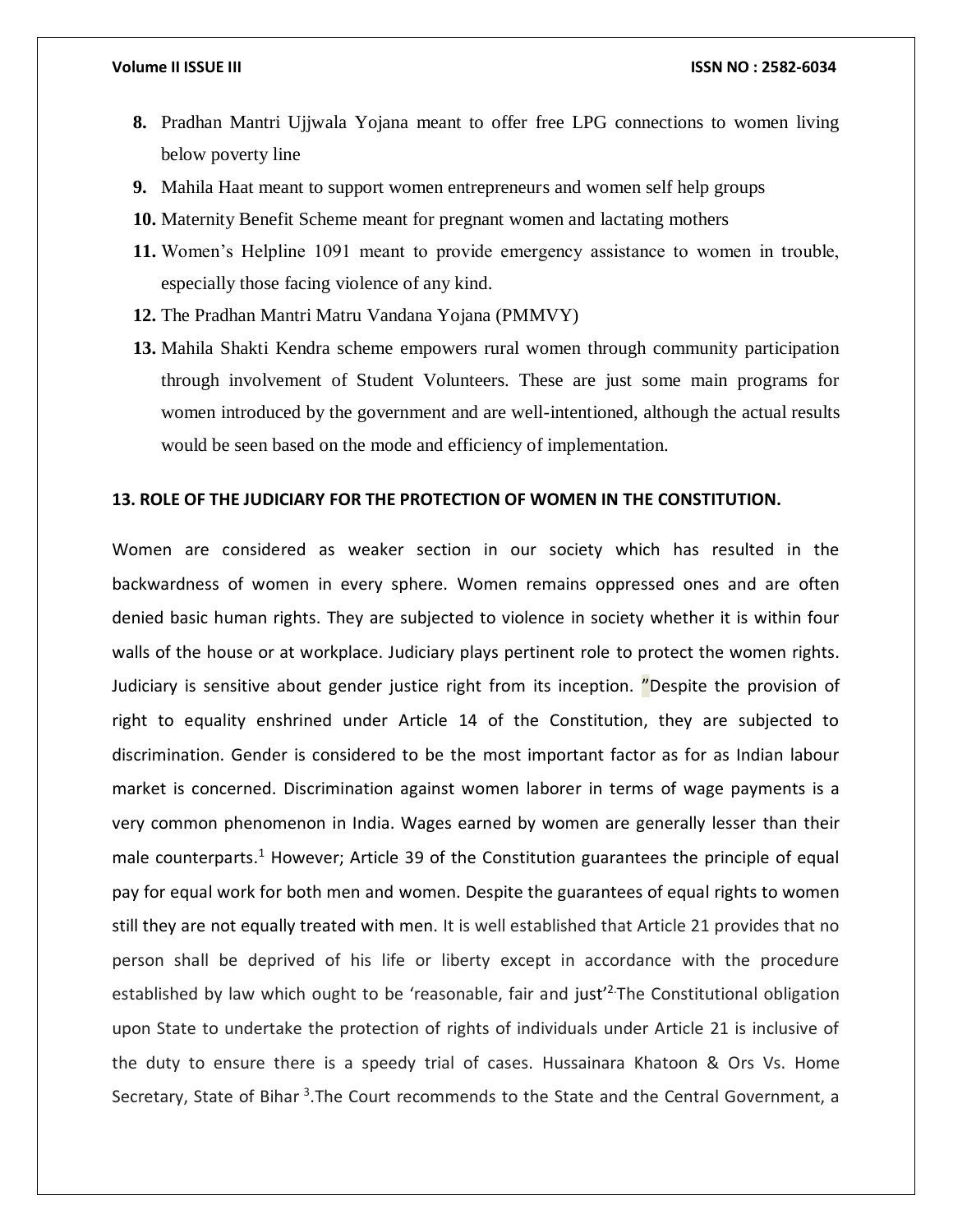8. Pradhan Mantri Ujjwala Yojana meant to offer free LPG connections to women living below poverty line
9. Mahila Haat meant to support women entrepreneurs and women self help groups
10. Maternity Benefit Scheme meant for pregnant women and lactating mothers
11. Women's Helpline 1091 meant to provide emergency assistance to women in trouble, especially those facing violence of any kind.
12. The Pradhan Mantri Matru Vandana Yojana (PMMVY)
13. Mahila Shakti Kendra scheme empowers rural women through community participation through involvement of Student Volunteers. These are just some main programs for women introduced by the government and are well-intentioned, although the actual results would be seen based on the mode and efficiency of implementation.

### 13. ROLE OF THE JUDICIARY FOR THE PROTECTION OF WOMEN IN THE CONSTITUTION.

Women are considered as weaker section in our society which has resulted in the backwardness of women in every sphere. Women remains oppressed ones and are often denied basic human rights. They are subjected to violence in society whether it is within four walls of the house or at workplace. Judiciary plays pertinent role to protect the women rights. Judiciary is sensitive about gender justice right from its inception. "Despite the provision of right to equality enshrined under Article 14 of the Constitution, they are subjected to discrimination. Gender is considered to be the most important factor as for as Indian labour market is concerned. Discrimination against women laborer in terms of wage payments is a very common phenomenon in India. Wages earned by women are generally lesser than their male counterparts.[1] However; Article 39 of the Constitution guarantees the principle of equal pay for equal work for both men and women. Despite the guarantees of equal rights to women still they are not equally treated with men. It is well established that Article 21 provides that no person shall be deprived of his life or liberty except in accordance with the procedure established by law which ought to be 'reasonable, fair and just'[2].The Constitutional obligation upon State to undertake the protection of rights of individuals under Article 21 is inclusive of the duty to ensure there is a speedy trial of cases. Hussainara Khatoon & Ors Vs. Home Secretary, State of Bihar [3].The Court recommends to the State and the Central Government, a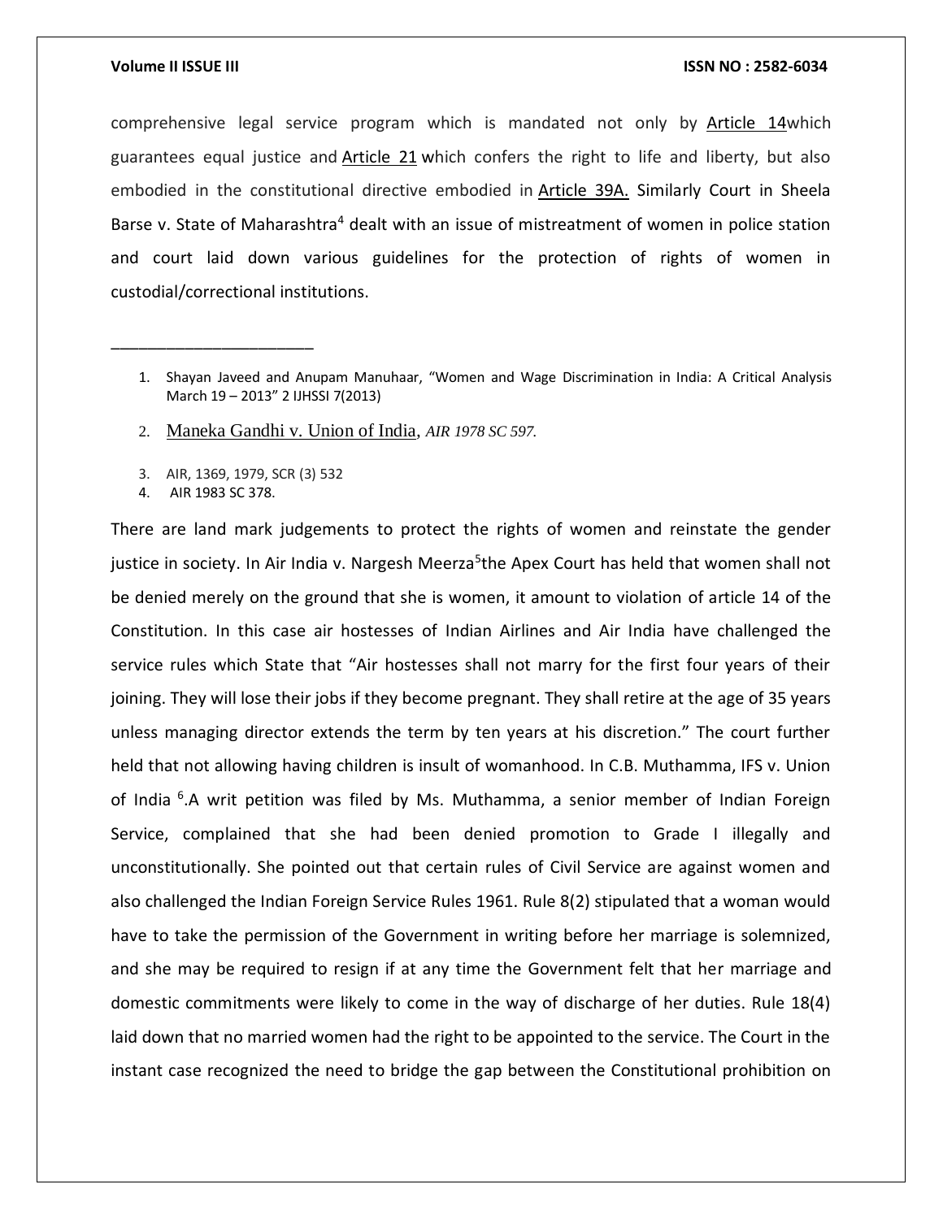comprehensive legal service program which is mandated not only by Article 14which guarantees equal justice and Article 21 which confers the right to life and liberty, but also embodied in the constitutional directive embodied in Article 39A. Similarly Court in Sheela Barse v. State of Maharashtra[4] dealt with an issue of mistreatment of women in police station and court laid down various guidelines for the protection of rights of women in custodial/correctional institutions.

______________________

1. Shayan Javeed and Anupam Manuhaar, "Women and Wage Discrimination in India: A Critical Analysis March 19 – 2013" 2 IJHSSI 7(2013)
2. Maneka Gandhi v. Union of India, *AIR 1978 SC 597.*
3. AIR, 1369, 1979, SCR (3) 532
4. AIR 1983 SC 378.

There are land mark judgements to protect the rights of women and reinstate the gender justice in society. In Air India v. Nargesh Meerza[5]the Apex Court has held that women shall not be denied merely on the ground that she is women, it amount to violation of article 14 of the Constitution. In this case air hostesses of Indian Airlines and Air India have challenged the service rules which State that "Air hostesses shall not marry for the first four years of their joining. They will lose their jobs if they become pregnant. They shall retire at the age of 35 years unless managing director extends the term by ten years at his discretion." The court further held that not allowing having children is insult of womanhood. In C.B. Muthamma, IFS v. Union of India [6].A writ petition was filed by Ms. Muthamma, a senior member of Indian Foreign Service, complained that she had been denied promotion to Grade I illegally and unconstitutionally. She pointed out that certain rules of Civil Service are against women and also challenged the Indian Foreign Service Rules 1961. Rule 8(2) stipulated that a woman would have to take the permission of the Government in writing before her marriage is solemnized, and she may be required to resign if at any time the Government felt that her marriage and domestic commitments were likely to come in the way of discharge of her duties. Rule 18(4) laid down that no married women had the right to be appointed to the service. The Court in the instant case recognized the need to bridge the gap between the Constitutional prohibition on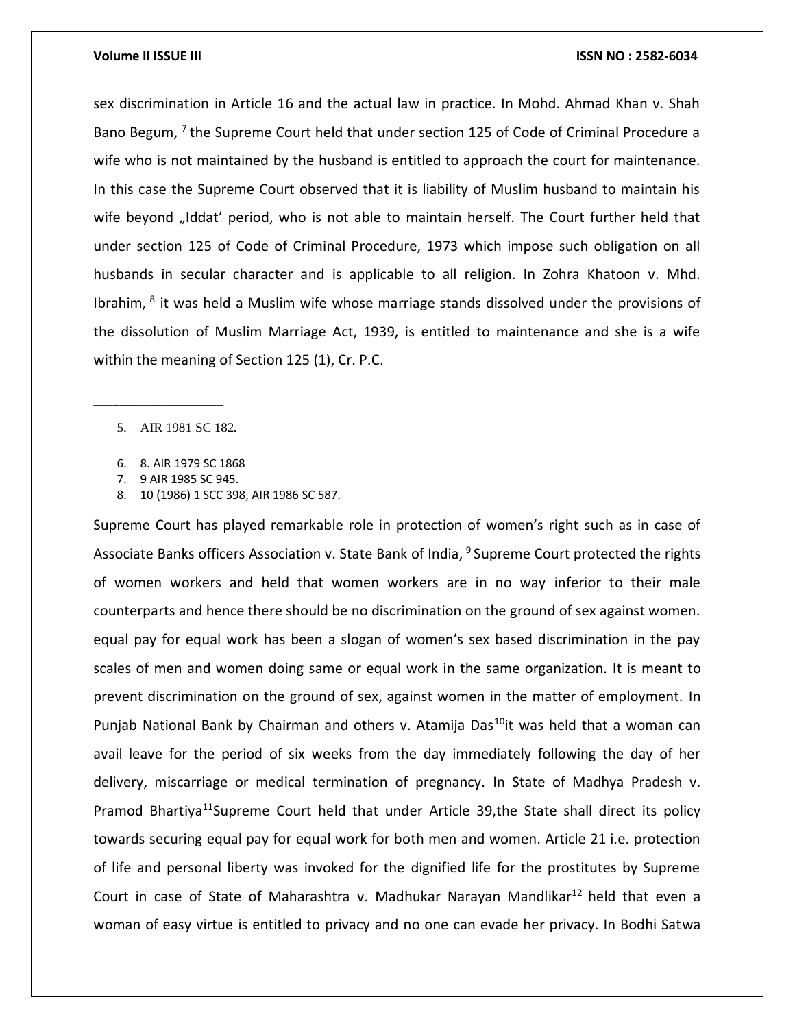sex discrimination in Article 16 and the actual law in practice. In Mohd. Ahmad Khan v. Shah Bano Begum, [7] the Supreme Court held that under section 125 of Code of Criminal Procedure a wife who is not maintained by the husband is entitled to approach the court for maintenance. In this case the Supreme Court observed that it is liability of Muslim husband to maintain his wife beyond „Iddat' period, who is not able to maintain herself. The Court further held that under section 125 of Code of Criminal Procedure, 1973 which impose such obligation on all husbands in secular character and is applicable to all religion. In Zohra Khatoon v. Mhd. Ibrahim, [8] it was held a Muslim wife whose marriage stands dissolved under the provisions of the dissolution of Muslim Marriage Act, 1939, is entitled to maintenance and she is a wife within the meaning of Section 125 (1), Cr. P.C.

---

5. AIR 1981 SC 182.

6. 8. AIR 1979 SC 1868
7. 9 AIR 1985 SC 945.
8. 10 (1986) 1 SCC 398, AIR 1986 SC 587.

Supreme Court has played remarkable role in protection of women's right such as in case of Associate Banks officers Association v. State Bank of India, [9] Supreme Court protected the rights of women workers and held that women workers are in no way inferior to their male counterparts and hence there should be no discrimination on the ground of sex against women. equal pay for equal work has been a slogan of women's sex based discrimination in the pay scales of men and women doing same or equal work in the same organization. It is meant to prevent discrimination on the ground of sex, against women in the matter of employment. In Punjab National Bank by Chairman and others v. Atamija Das[10]it was held that a woman can avail leave for the period of six weeks from the day immediately following the day of her delivery, miscarriage or medical termination of pregnancy. In State of Madhya Pradesh v. Pramod Bhartiya[11]Supreme Court held that under Article 39,the State shall direct its policy towards securing equal pay for equal work for both men and women. Article 21 i.e. protection of life and personal liberty was invoked for the dignified life for the prostitutes by Supreme Court in case of State of Maharashtra v. Madhukar Narayan Mandlikar[12] held that even a woman of easy virtue is entitled to privacy and no one can evade her privacy. In Bodhi Satwa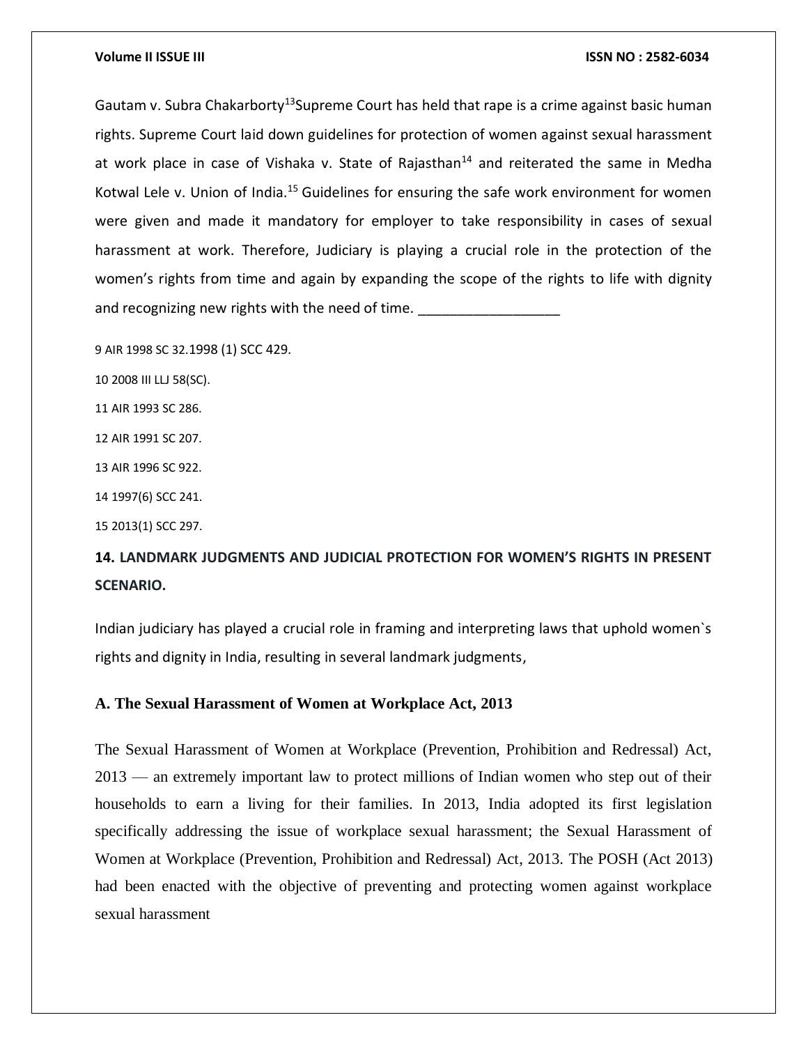Gautam v. Subra Chakarborty[13]Supreme Court has held that rape is a crime against basic human rights. Supreme Court laid down guidelines for protection of women against sexual harassment at work place in case of Vishaka v. State of Rajasthan[14] and reiterated the same in Medha Kotwal Lele v. Union of India.[15] Guidelines for ensuring the safe work environment for women were given and made it mandatory for employer to take responsibility in cases of sexual harassment at work. Therefore, Judiciary is playing a crucial role in the protection of the women's rights from time and again by expanding the scope of the rights to life with dignity and recognizing new rights with the need of time. ___________________

9 AIR 1998 SC 32.1998 (1) SCC 429.

10 2008 III LLJ 58(SC).

11 AIR 1993 SC 286.

12 AIR 1991 SC 207.

13 AIR 1996 SC 922.

14 1997(6) SCC 241.

15 2013(1) SCC 297.

## 14. LANDMARK JUDGMENTS AND JUDICIAL PROTECTION FOR WOMEN'S RIGHTS IN PRESENT SCENARIO.

Indian judiciary has played a crucial role in framing and interpreting laws that uphold women`s rights and dignity in India, resulting in several landmark judgments,

### A. The Sexual Harassment of Women at Workplace Act, 2013

The Sexual Harassment of Women at Workplace (Prevention, Prohibition and Redressal) Act, 2013 — an extremely important law to protect millions of Indian women who step out of their households to earn a living for their families. In 2013, India adopted its first legislation specifically addressing the issue of workplace sexual harassment; the Sexual Harassment of Women at Workplace (Prevention, Prohibition and Redressal) Act, 2013. The POSH (Act 2013) had been enacted with the objective of preventing and protecting women against workplace sexual harassment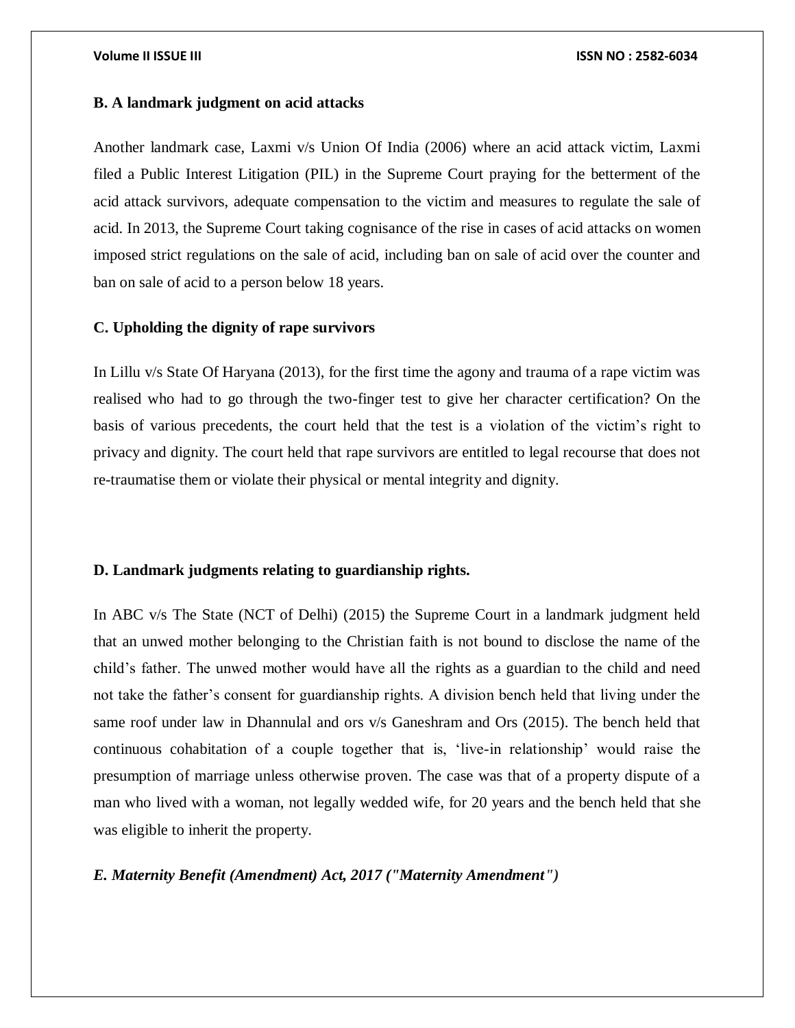### B. A landmark judgment on acid attacks

Another landmark case, Laxmi v/s Union Of India (2006) where an acid attack victim, Laxmi filed a Public Interest Litigation (PIL) in the Supreme Court praying for the betterment of the acid attack survivors, adequate compensation to the victim and measures to regulate the sale of acid. In 2013, the Supreme Court taking cognisance of the rise in cases of acid attacks on women imposed strict regulations on the sale of acid, including ban on sale of acid over the counter and ban on sale of acid to a person below 18 years.

### C. Upholding the dignity of rape survivors

In Lillu v/s State Of Haryana (2013), for the first time the agony and trauma of a rape victim was realised who had to go through the two-finger test to give her character certification? On the basis of various precedents, the court held that the test is a violation of the victim's right to privacy and dignity. The court held that rape survivors are entitled to legal recourse that does not re-traumatise them or violate their physical or mental integrity and dignity.

### D. Landmark judgments relating to guardianship rights.

In ABC v/s The State (NCT of Delhi) (2015) the Supreme Court in a landmark judgment held that an unwed mother belonging to the Christian faith is not bound to disclose the name of the child's father. The unwed mother would have all the rights as a guardian to the child and need not take the father's consent for guardianship rights. A division bench held that living under the same roof under law in Dhannulal and ors v/s Ganeshram and Ors (2015). The bench held that continuous cohabitation of a couple together that is, 'live-in relationship' would raise the presumption of marriage unless otherwise proven. The case was that of a property dispute of a man who lived with a woman, not legally wedded wife, for 20 years and the bench held that she was eligible to inherit the property.

### *E. Maternity Benefit (Amendment) Act, 2017 ("Maternity Amendment")*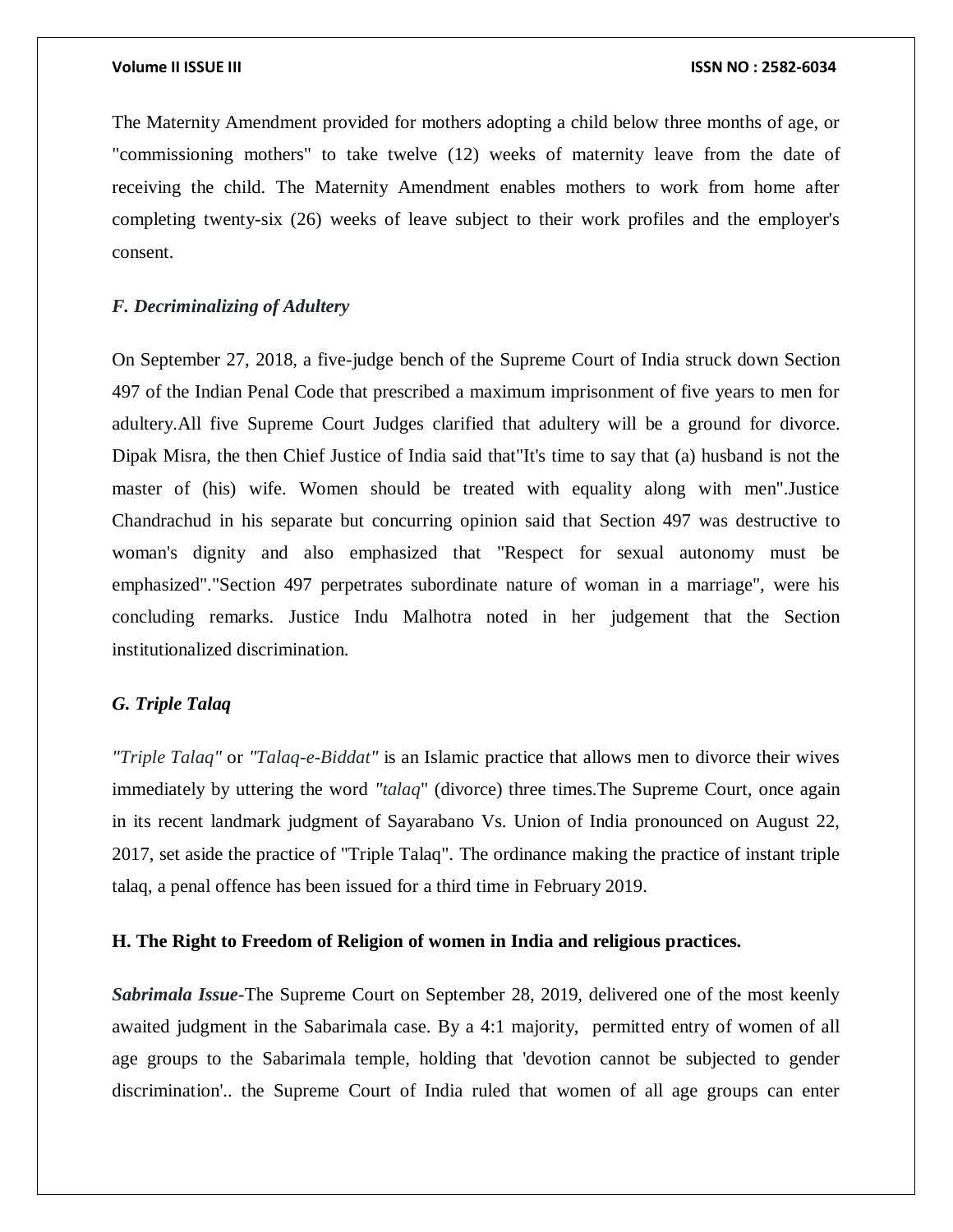The Maternity Amendment provided for mothers adopting a child below three months of age, or "commissioning mothers" to take twelve (12) weeks of maternity leave from the date of receiving the child. The Maternity Amendment enables mothers to work from home after completing twenty-six (26) weeks of leave subject to their work profiles and the employer's consent.

### *F. Decriminalizing of Adultery*

On September 27, 2018, a five-judge bench of the Supreme Court of India struck down Section 497 of the Indian Penal Code that prescribed a maximum imprisonment of five years to men for adultery.All five Supreme Court Judges clarified that adultery will be a ground for divorce. Dipak Misra, the then Chief Justice of India said that"It's time to say that (a) husband is not the master of (his) wife. Women should be treated with equality along with men".Justice Chandrachud in his separate but concurring opinion said that Section 497 was destructive to woman's dignity and also emphasized that "Respect for sexual autonomy must be emphasized"."Section 497 perpetrates subordinate nature of woman in a marriage", were his concluding remarks. Justice Indu Malhotra noted in her judgement that the Section institutionalized discrimination.

### *G. Triple Talaq*

*"Triple Talaq"* or *"Talaq-e-Biddat"* is an Islamic practice that allows men to divorce their wives immediately by uttering the word *"talaq*" (divorce) three times.The Supreme Court, once again in its recent landmark judgment of Sayarabano Vs. Union of India pronounced on August 22, 2017, set aside the practice of "Triple Talaq". The ordinance making the practice of instant triple talaq, a penal offence has been issued for a third time in February 2019.

### H. The Right to Freedom of Religion of women in India and religious practices.

***Sabrimala Issue***-The Supreme Court on September 28, 2019, delivered one of the most keenly awaited judgment in the Sabarimala case. By a 4:1 majority, permitted entry of women of all age groups to the Sabarimala temple, holding that 'devotion cannot be subjected to gender discrimination'.. the Supreme Court of India ruled that women of all age groups can enter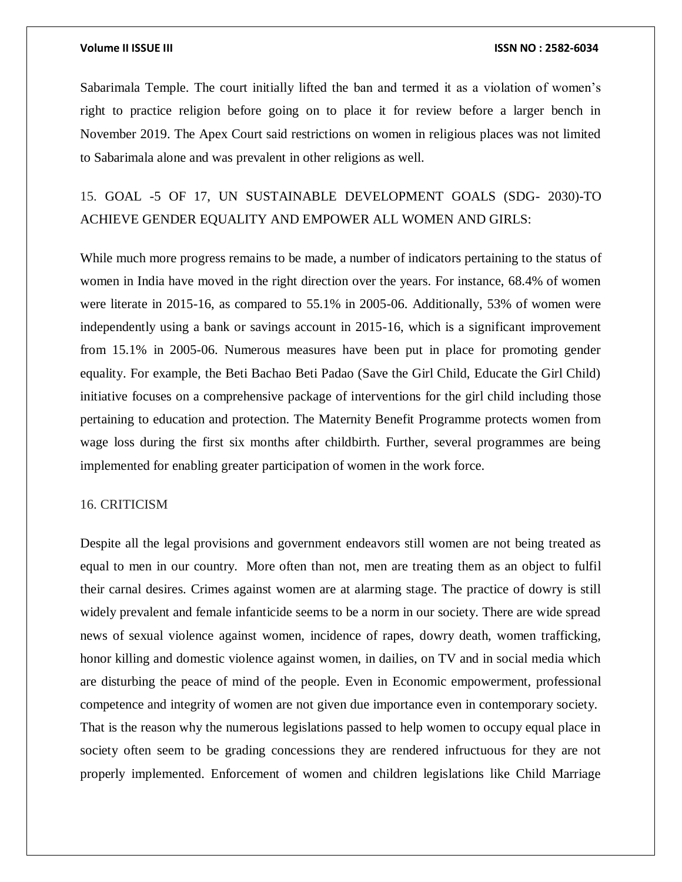Sabarimala Temple. The court initially lifted the ban and termed it as a violation of women's right to practice religion before going on to place it for review before a larger bench in November 2019. The Apex Court said restrictions on women in religious places was not limited to Sabarimala alone and was prevalent in other religions as well.

## 15. GOAL -5 OF 17, UN SUSTAINABLE DEVELOPMENT GOALS (SDG- 2030)-TO ACHIEVE GENDER EQUALITY AND EMPOWER ALL WOMEN AND GIRLS:

While much more progress remains to be made, a number of indicators pertaining to the status of women in India have moved in the right direction over the years. For instance, 68.4% of women were literate in 2015-16, as compared to 55.1% in 2005-06. Additionally, 53% of women were independently using a bank or savings account in 2015-16, which is a significant improvement from 15.1% in 2005-06. Numerous measures have been put in place for promoting gender equality. For example, the Beti Bachao Beti Padao (Save the Girl Child, Educate the Girl Child) initiative focuses on a comprehensive package of interventions for the girl child including those pertaining to education and protection. The Maternity Benefit Programme protects women from wage loss during the first six months after childbirth. Further, several programmes are being implemented for enabling greater participation of women in the work force.

## 16. CRITICISM

Despite all the legal provisions and government endeavors still women are not being treated as equal to men in our country. More often than not, men are treating them as an object to fulfil their carnal desires. Crimes against women are at alarming stage. The practice of dowry is still widely prevalent and female infanticide seems to be a norm in our society. There are wide spread news of sexual violence against women, incidence of rapes, dowry death, women trafficking, honor killing and domestic violence against women, in dailies, on TV and in social media which are disturbing the peace of mind of the people. Even in Economic empowerment, professional competence and integrity of women are not given due importance even in contemporary society. That is the reason why the numerous legislations passed to help women to occupy equal place in society often seem to be grading concessions they are rendered infructuous for they are not properly implemented. Enforcement of women and children legislations like Child Marriage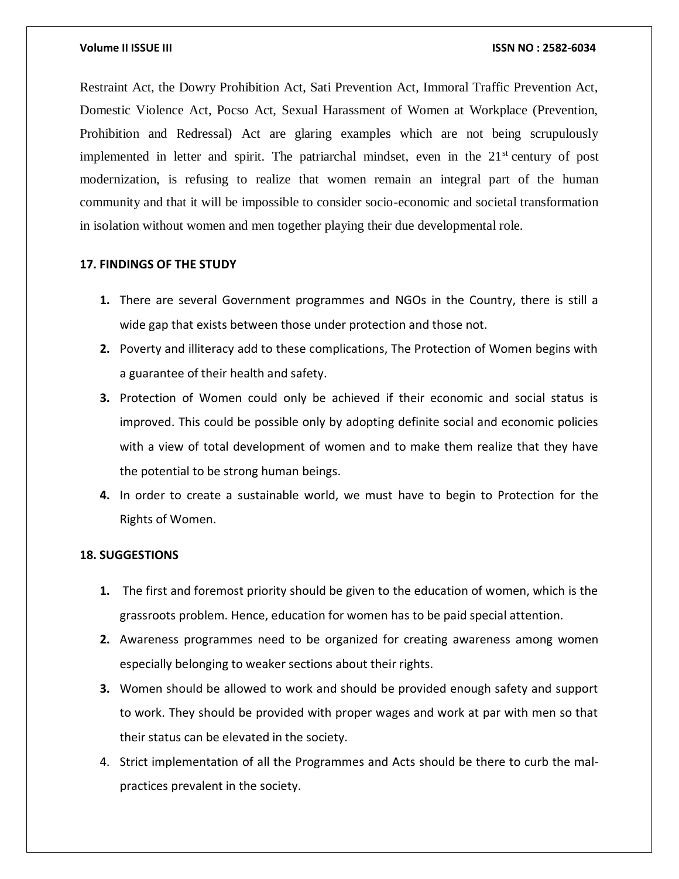Restraint Act, the Dowry Prohibition Act, Sati Prevention Act, Immoral Traffic Prevention Act, Domestic Violence Act, Pocso Act, Sexual Harassment of Women at Workplace (Prevention, Prohibition and Redressal) Act are glaring examples which are not being scrupulously implemented in letter and spirit. The patriarchal mindset, even in the 21st century of post modernization, is refusing to realize that women remain an integral part of the human community and that it will be impossible to consider socio-economic and societal transformation in isolation without women and men together playing their due developmental role.

## 17. FINDINGS OF THE STUDY

1. There are several Government programmes and NGOs in the Country, there is still a wide gap that exists between those under protection and those not.
2. Poverty and illiteracy add to these complications, The Protection of Women begins with a guarantee of their health and safety.
3. Protection of Women could only be achieved if their economic and social status is improved. This could be possible only by adopting definite social and economic policies with a view of total development of women and to make them realize that they have the potential to be strong human beings.
4. In order to create a sustainable world, we must have to begin to Protection for the Rights of Women.

## 18. SUGGESTIONS

1. The first and foremost priority should be given to the education of women, which is the grassroots problem. Hence, education for women has to be paid special attention.
2. Awareness programmes need to be organized for creating awareness among women especially belonging to weaker sections about their rights.
3. Women should be allowed to work and should be provided enough safety and support to work. They should be provided with proper wages and work at par with men so that their status can be elevated in the society.
4. Strict implementation of all the Programmes and Acts should be there to curb the mal-practices prevalent in the society.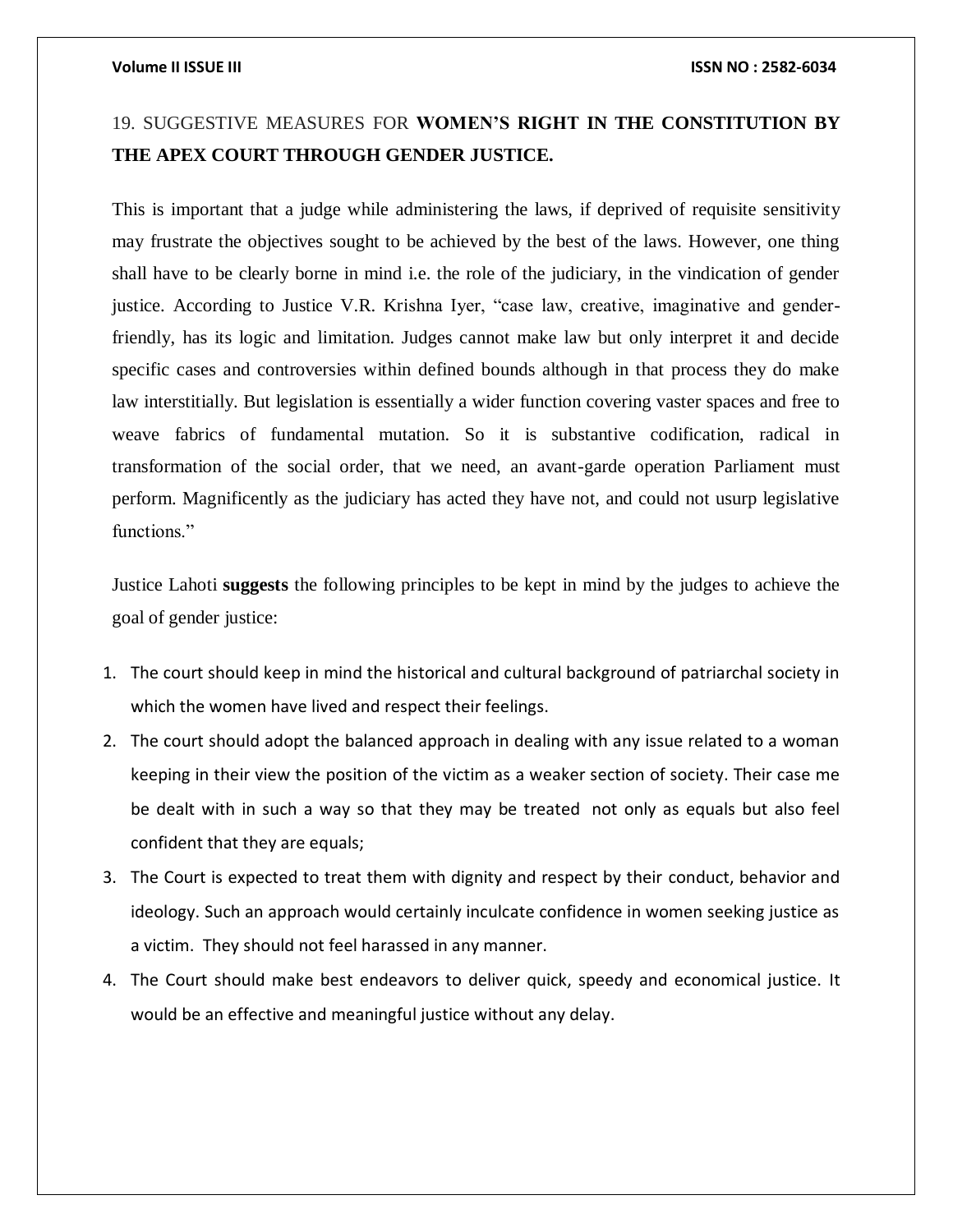## 19. SUGGESTIVE MEASURES FOR **WOMEN'S RIGHT IN THE CONSTITUTION BY THE APEX COURT THROUGH GENDER JUSTICE.**

This is important that a judge while administering the laws, if deprived of requisite sensitivity may frustrate the objectives sought to be achieved by the best of the laws. However, one thing shall have to be clearly borne in mind i.e. the role of the judiciary, in the vindication of gender justice. According to Justice V.R. Krishna Iyer, "case law, creative, imaginative and gender-friendly, has its logic and limitation. Judges cannot make law but only interpret it and decide specific cases and controversies within defined bounds although in that process they do make law interstitially. But legislation is essentially a wider function covering vaster spaces and free to weave fabrics of fundamental mutation. So it is substantive codification, radical in transformation of the social order, that we need, an avant-garde operation Parliament must perform. Magnificently as the judiciary has acted they have not, and could not usurp legislative functions."

Justice Lahoti **suggests** the following principles to be kept in mind by the judges to achieve the goal of gender justice:

1. The court should keep in mind the historical and cultural background of patriarchal society in which the women have lived and respect their feelings.
2. The court should adopt the balanced approach in dealing with any issue related to a woman keeping in their view the position of the victim as a weaker section of society. Their case me be dealt with in such a way so that they may be treated not only as equals but also feel confident that they are equals;
3. The Court is expected to treat them with dignity and respect by their conduct, behavior and ideology. Such an approach would certainly inculcate confidence in women seeking justice as a victim. They should not feel harassed in any manner.
4. The Court should make best endeavors to deliver quick, speedy and economical justice. It would be an effective and meaningful justice without any delay.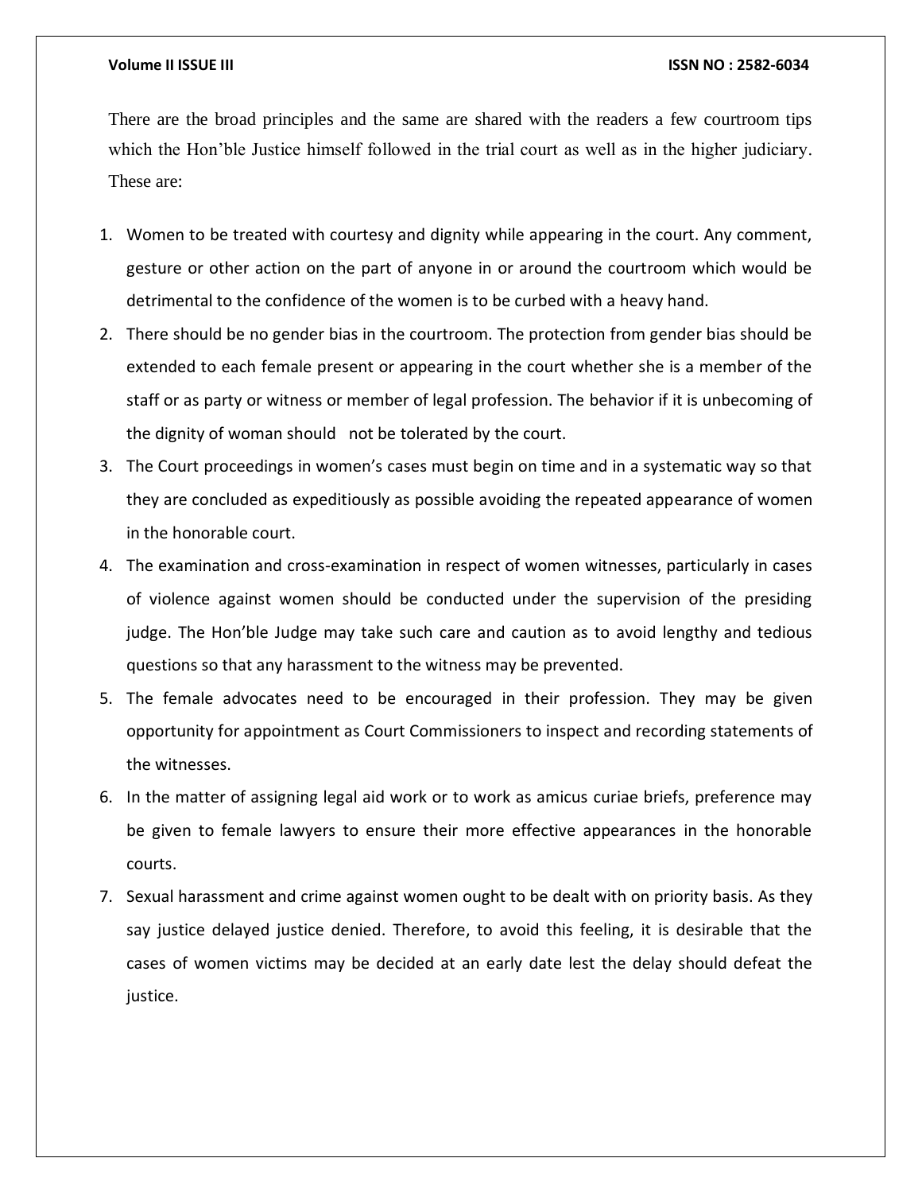There are the broad principles and the same are shared with the readers a few courtroom tips which the Hon'ble Justice himself followed in the trial court as well as in the higher judiciary. These are:

1. Women to be treated with courtesy and dignity while appearing in the court. Any comment, gesture or other action on the part of anyone in or around the courtroom which would be detrimental to the confidence of the women is to be curbed with a heavy hand.
2. There should be no gender bias in the courtroom. The protection from gender bias should be extended to each female present or appearing in the court whether she is a member of the staff or as party or witness or member of legal profession. The behavior if it is unbecoming of the dignity of woman should not be tolerated by the court.
3. The Court proceedings in women's cases must begin on time and in a systematic way so that they are concluded as expeditiously as possible avoiding the repeated appearance of women in the honorable court.
4. The examination and cross-examination in respect of women witnesses, particularly in cases of violence against women should be conducted under the supervision of the presiding judge. The Hon'ble Judge may take such care and caution as to avoid lengthy and tedious questions so that any harassment to the witness may be prevented.
5. The female advocates need to be encouraged in their profession. They may be given opportunity for appointment as Court Commissioners to inspect and recording statements of the witnesses.
6. In the matter of assigning legal aid work or to work as amicus curiae briefs, preference may be given to female lawyers to ensure their more effective appearances in the honorable courts.
7. Sexual harassment and crime against women ought to be dealt with on priority basis. As they say justice delayed justice denied. Therefore, to avoid this feeling, it is desirable that the cases of women victims may be decided at an early date lest the delay should defeat the justice.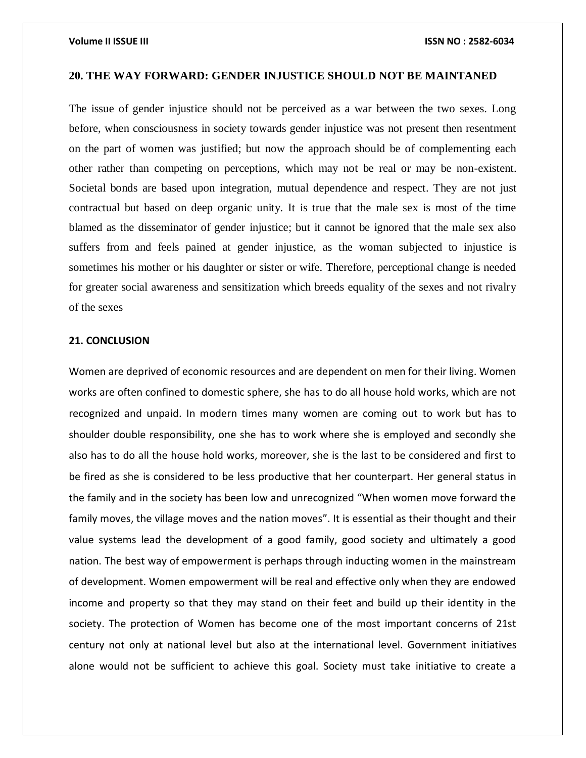## 20. THE WAY FORWARD: GENDER INJUSTICE SHOULD NOT BE MAINTANED

The issue of gender injustice should not be perceived as a war between the two sexes. Long before, when consciousness in society towards gender injustice was not present then resentment on the part of women was justified; but now the approach should be of complementing each other rather than competing on perceptions, which may not be real or may be non-existent. Societal bonds are based upon integration, mutual dependence and respect. They are not just contractual but based on deep organic unity. It is true that the male sex is most of the time blamed as the disseminator of gender injustice; but it cannot be ignored that the male sex also suffers from and feels pained at gender injustice, as the woman subjected to injustice is sometimes his mother or his daughter or sister or wife. Therefore, perceptional change is needed for greater social awareness and sensitization which breeds equality of the sexes and not rivalry of the sexes

## 21. CONCLUSION

Women are deprived of economic resources and are dependent on men for their living. Women works are often confined to domestic sphere, she has to do all house hold works, which are not recognized and unpaid. In modern times many women are coming out to work but has to shoulder double responsibility, one she has to work where she is employed and secondly she also has to do all the house hold works, moreover, she is the last to be considered and first to be fired as she is considered to be less productive that her counterpart. Her general status in the family and in the society has been low and unrecognized "When women move forward the family moves, the village moves and the nation moves". It is essential as their thought and their value systems lead the development of a good family, good society and ultimately a good nation. The best way of empowerment is perhaps through inducting women in the mainstream of development. Women empowerment will be real and effective only when they are endowed income and property so that they may stand on their feet and build up their identity in the society. The protection of Women has become one of the most important concerns of 21st century not only at national level but also at the international level. Government initiatives alone would not be sufficient to achieve this goal. Society must take initiative to create a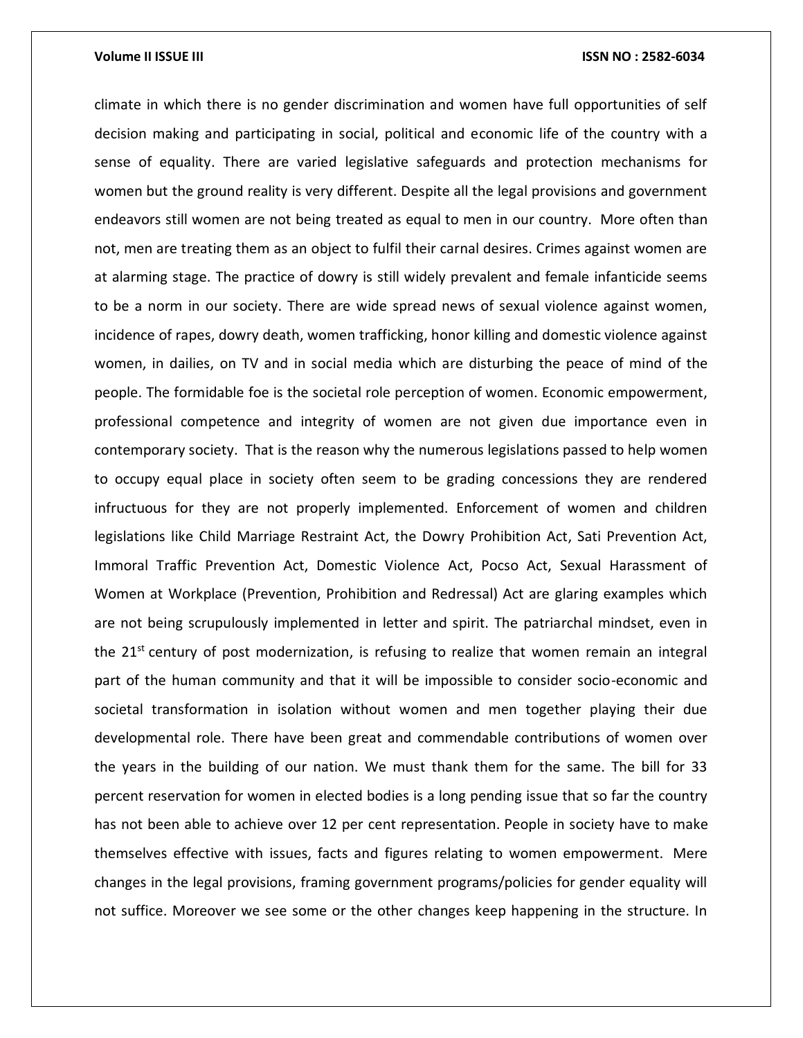climate in which there is no gender discrimination and women have full opportunities of self decision making and participating in social, political and economic life of the country with a sense of equality. There are varied legislative safeguards and protection mechanisms for women but the ground reality is very different. Despite all the legal provisions and government endeavors still women are not being treated as equal to men in our country. More often than not, men are treating them as an object to fulfil their carnal desires. Crimes against women are at alarming stage. The practice of dowry is still widely prevalent and female infanticide seems to be a norm in our society. There are wide spread news of sexual violence against women, incidence of rapes, dowry death, women trafficking, honor killing and domestic violence against women, in dailies, on TV and in social media which are disturbing the peace of mind of the people. The formidable foe is the societal role perception of women. Economic empowerment, professional competence and integrity of women are not given due importance even in contemporary society. That is the reason why the numerous legislations passed to help women to occupy equal place in society often seem to be grading concessions they are rendered infructuous for they are not properly implemented. Enforcement of women and children legislations like Child Marriage Restraint Act, the Dowry Prohibition Act, Sati Prevention Act, Immoral Traffic Prevention Act, Domestic Violence Act, Pocso Act, Sexual Harassment of Women at Workplace (Prevention, Prohibition and Redressal) Act are glaring examples which are not being scrupulously implemented in letter and spirit. The patriarchal mindset, even in the 21st century of post modernization, is refusing to realize that women remain an integral part of the human community and that it will be impossible to consider socio-economic and societal transformation in isolation without women and men together playing their due developmental role. There have been great and commendable contributions of women over the years in the building of our nation. We must thank them for the same. The bill for 33 percent reservation for women in elected bodies is a long pending issue that so far the country has not been able to achieve over 12 per cent representation. People in society have to make themselves effective with issues, facts and figures relating to women empowerment. Mere changes in the legal provisions, framing government programs/policies for gender equality will not suffice. Moreover we see some or the other changes keep happening in the structure. In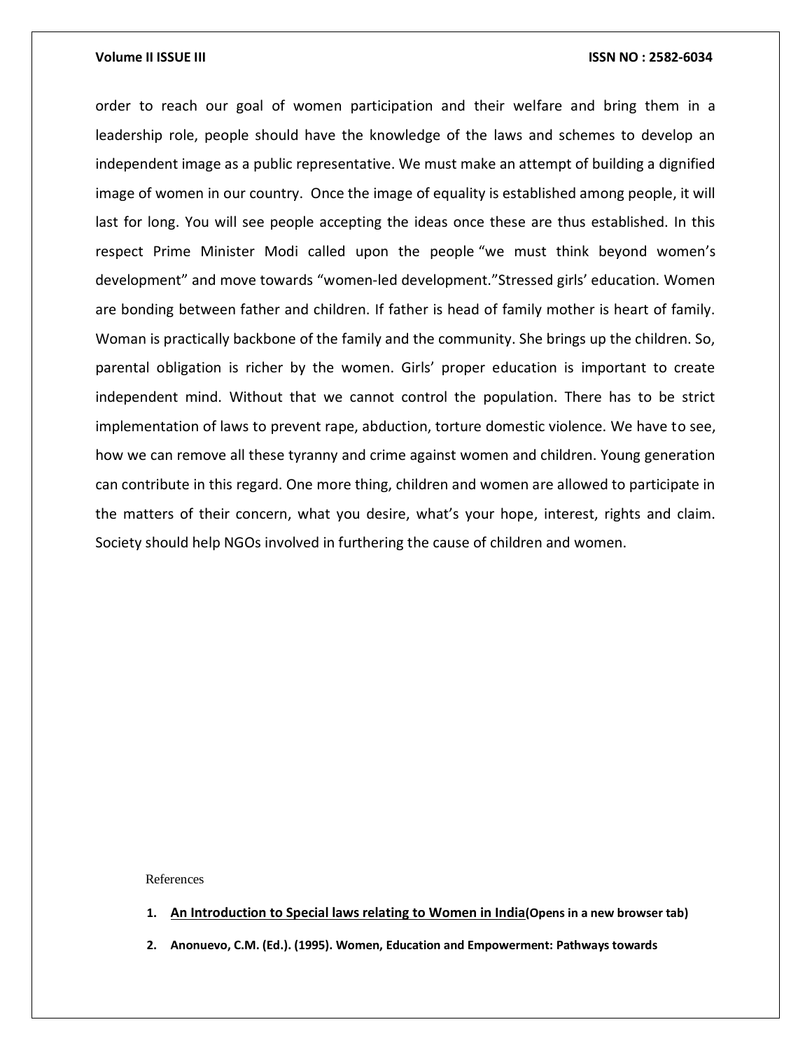order to reach our goal of women participation and their welfare and bring them in a leadership role, people should have the knowledge of the laws and schemes to develop an independent image as a public representative. We must make an attempt of building a dignified image of women in our country. Once the image of equality is established among people, it will last for long. You will see people accepting the ideas once these are thus established. In this respect Prime Minister Modi called upon the people "we must think beyond women's development" and move towards "women-led development."Stressed girls' education. Women are bonding between father and children. If father is head of family mother is heart of family. Woman is practically backbone of the family and the community. She brings up the children. So, parental obligation is richer by the women. Girls' proper education is important to create independent mind. Without that we cannot control the population. There has to be strict implementation of laws to prevent rape, abduction, torture domestic violence. We have to see, how we can remove all these tyranny and crime against women and children. Young generation can contribute in this regard. One more thing, children and women are allowed to participate in the matters of their concern, what you desire, what's your hope, interest, rights and claim. Society should help NGOs involved in furthering the cause of children and women.

References

1. **An Introduction to Special laws relating to Women in India(Opens in a new browser tab)**
2. **Anonuevo, C.M. (Ed.). (1995). Women, Education and Empowerment: Pathways towards**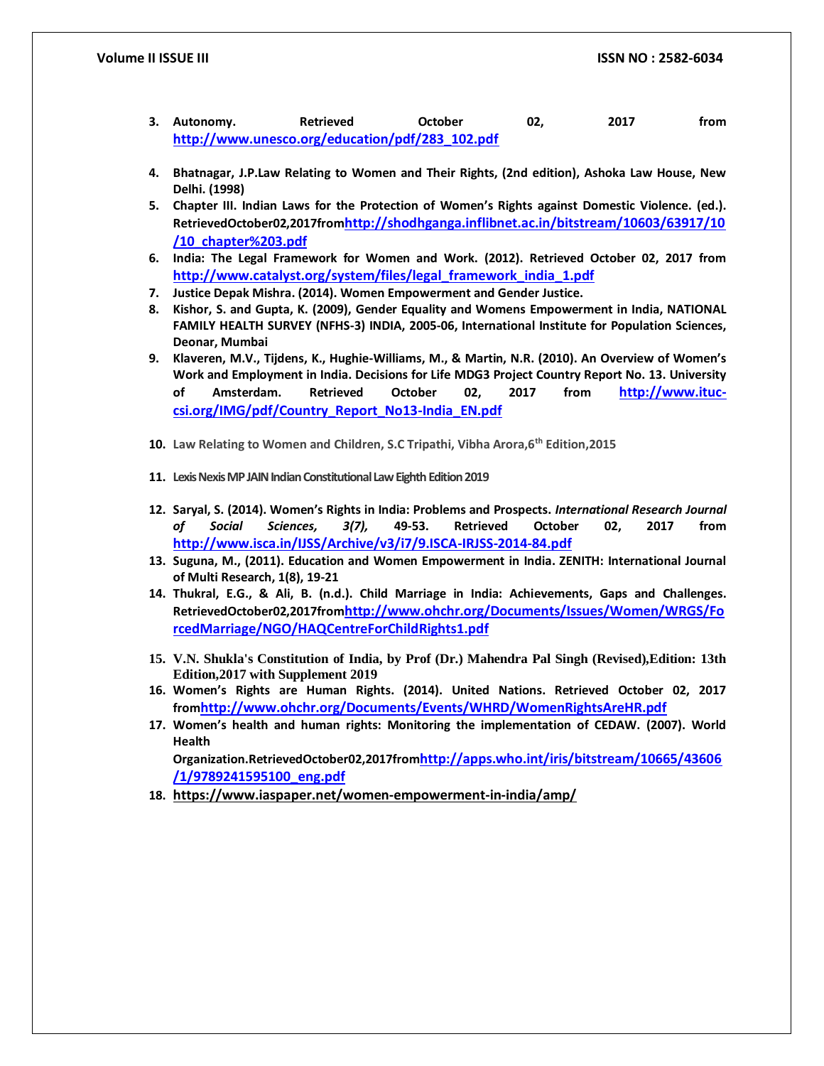3. **Autonomy. Retrieved October 02, 2017 from [http://www.unesco.org/education/pdf/283_102.pdf](http://www.unesco.org/education/pdf/283_102.pdf)**
4. **Bhatnagar, J.P.Law Relating to Women and Their Rights, (2nd edition), Ashoka Law House, New Delhi. (1998)**
5. **Chapter III. Indian Laws for the Protection of Women's Rights against Domestic Violence. (ed.). RetrievedOctober02,2017from[http://shodhganga.inflibnet.ac.in/bitstream/10603/63917/10/10_chapter%203.pdf](http://shodhganga.inflibnet.ac.in/bitstream/10603/63917/10/10_chapter%203.pdf)**
6. **India: The Legal Framework for Women and Work. (2012). Retrieved October 02, 2017 from [http://www.catalyst.org/system/files/legal_framework_india_1.pdf](http://www.catalyst.org/system/files/legal_framework_india_1.pdf)**
7. **Justice Depak Mishra. (2014). Women Empowerment and Gender Justice.**
8. **Kishor, S. and Gupta, K. (2009), Gender Equality and Womens Empowerment in India, NATIONAL FAMILY HEALTH SURVEY (NFHS-3) INDIA, 2005-06, International Institute for Population Sciences, Deonar, Mumbai**
9. **Klaveren, M.V., Tijdens, K., Hughie-Williams, M., & Martin, N.R. (2010). An Overview of Women's Work and Employment in India. Decisions for Life MDG3 Project Country Report No. 13. University of Amsterdam. Retrieved October 02, 2017 from [http://www.ituc-csi.org/IMG/pdf/Country_Report_No13-India_EN.pdf](http://www.ituc-csi.org/IMG/pdf/Country_Report_No13-India_EN.pdf)**
10. **Law Relating to Women and Children, S.C Tripathi, Vibha Arora,6th Edition,2015**
11. **Lexis Nexis MP JAIN Indian Constitutional Law Eighth Edition 2019**
12. **Saryal, S. (2014). Women's Rights in India: Problems and Prospects. *International Research Journal of Social Sciences, 3(7),* 49-53. Retrieved October 02, 2017 from [http://www.isca.in/IJSS/Archive/v3/i7/9.ISCA-IRJSS-2014-84.pdf](http://www.isca.in/IJSS/Archive/v3/i7/9.ISCA-IRJSS-2014-84.pdf)**
13. **Suguna, M., (2011). Education and Women Empowerment in India. ZENITH: International Journal of Multi Research, 1(8), 19-21**
14. **Thukral, E.G., & Ali, B. (n.d.). Child Marriage in India: Achievements, Gaps and Challenges. RetrievedOctober02,2017from[http://www.ohchr.org/Documents/Issues/Women/WRGS/ForcedMarriage/NGO/HAQCentreForChildRights1.pdf](http://www.ohchr.org/Documents/Issues/Women/WRGS/ForcedMarriage/NGO/HAQCentreForChildRights1.pdf)**
15. **V.N. Shukla's Constitution of India, by Prof (Dr.) Mahendra Pal Singh (Revised),Edition: 13th Edition,2017 with Supplement 2019**
16. **Women's Rights are Human Rights. (2014). United Nations. Retrieved October 02, 2017 from[http://www.ohchr.org/Documents/Events/WHRD/WomenRightsAreHR.pdf](http://www.ohchr.org/Documents/Events/WHRD/WomenRightsAreHR.pdf)**
17. **Women's health and human rights: Monitoring the implementation of CEDAW. (2007). World Health Organization.RetrievedOctober02,2017from[http://apps.who.int/iris/bitstream/10665/43606/1/9789241595100_eng.pdf](http://apps.who.int/iris/bitstream/10665/43606/1/9789241595100_eng.pdf)**
18. **[https://www.iaspaper.net/women-empowerment-in-india/amp/](https://www.iaspaper.net/women-empowerment-in-india/amp/)**